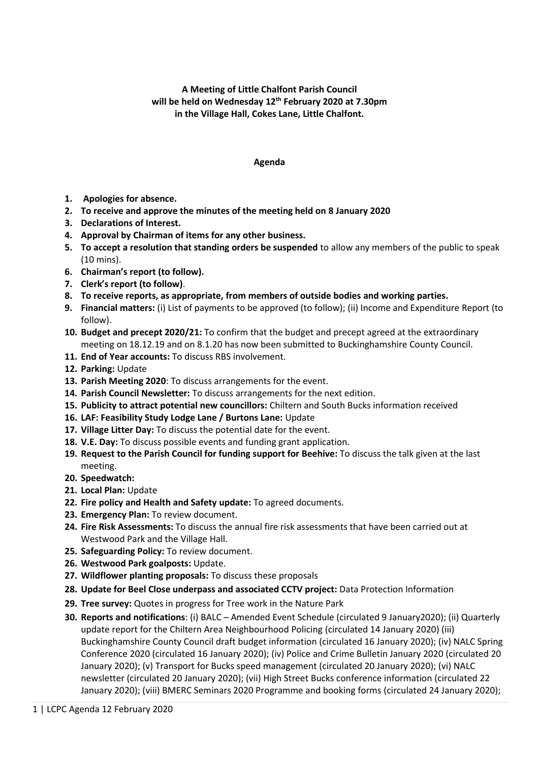**A Meeting of Little Chalfont Parish Council will be held on Wednesday 12th February 2020 at 7.30pm in the Village Hall, Cokes Lane, Little Chalfont.**

**Agenda**

1. **Apologies for absence.**
2. **To receive and approve the minutes of the meeting held on 8 January 2020**
3. **Declarations of Interest.**
4. **Approval by Chairman of items for any other business.**
5. **To accept a resolution that standing orders be suspended** to allow any members of the public to speak (10 mins).
6. **Chairman's report (to follow).**
7. **Clerk's report (to follow)**.
8. **To receive reports, as appropriate, from members of outside bodies and working parties.**
9. **Financial matters:** (i) List of payments to be approved (to follow); (ii) Income and Expenditure Report (to follow).
10. **Budget and precept 2020/21:** To confirm that the budget and precept agreed at the extraordinary meeting on 18.12.19 and on 8.1.20 has now been submitted to Buckinghamshire County Council.
11. **End of Year accounts:** To discuss RBS involvement.
12. **Parking:** Update
13. **Parish Meeting 2020**: To discuss arrangements for the event.
14. **Parish Council Newsletter:** To discuss arrangements for the next edition.
15. **Publicity to attract potential new councillors:** Chiltern and South Bucks information received
16. **LAF: Feasibility Study Lodge Lane / Burtons Lane:** Update
17. **Village Litter Day:** To discuss the potential date for the event.
18. **V.E. Day:** To discuss possible events and funding grant application.
19. **Request to the Parish Council for funding support for Beehive:** To discuss the talk given at the last meeting.
20. **Speedwatch:**
21. **Local Plan:** Update
22. **Fire policy and Health and Safety update:** To agreed documents.
23. **Emergency Plan:** To review document.
24. **Fire Risk Assessments:** To discuss the annual fire risk assessments that have been carried out at Westwood Park and the Village Hall.
25. **Safeguarding Policy:** To review document.
26. **Westwood Park goalposts:** Update.
27. **Wildflower planting proposals:** To discuss these proposals
28. **Update for Beel Close underpass and associated CCTV project:** Data Protection Information
29. **Tree survey:** Quotes in progress for Tree work in the Nature Park
30. **Reports and notifications**: (i) BALC – Amended Event Schedule (circulated 9 January2020); (ii) Quarterly update report for the Chiltern Area Neighbourhood Policing (circulated 14 January 2020) (iii) Buckinghamshire County Council draft budget information (circulated 16 January 2020); (iv) NALC Spring Conference 2020 (circulated 16 January 2020); (iv) Police and Crime Bulletin January 2020 (circulated 20 January 2020); (v) Transport for Bucks speed management (circulated 20 January 2020); (vi) NALC newsletter (circulated 20 January 2020); (vii) High Street Bucks conference information (circulated 22 January 2020); (viii) BMERC Seminars 2020 Programme and booking forms (circulated 24 January 2020);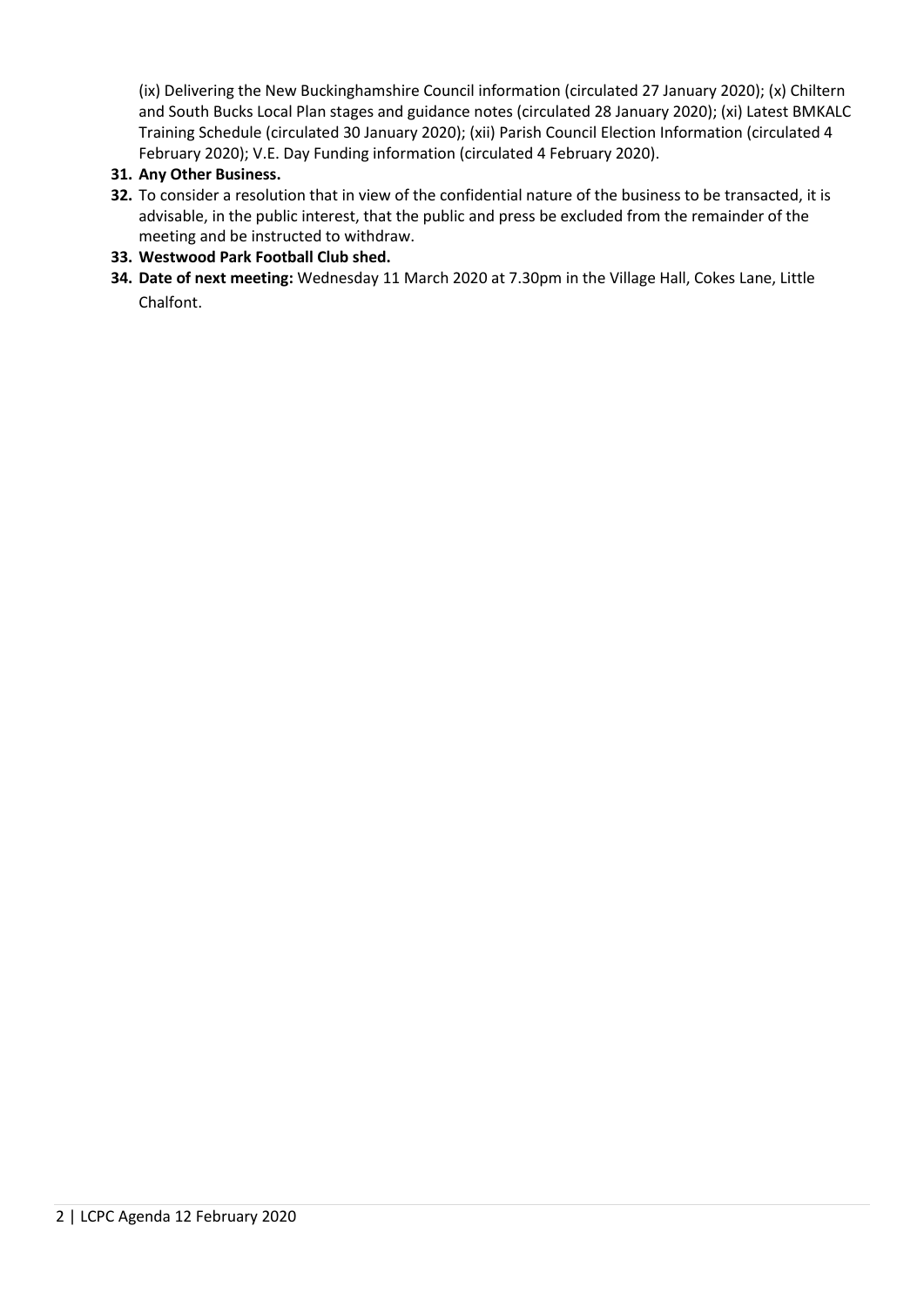(ix) Delivering the New Buckinghamshire Council information (circulated 27 January 2020); (x) Chiltern and South Bucks Local Plan stages and guidance notes (circulated 28 January 2020); (xi) Latest BMKALC Training Schedule (circulated 30 January 2020); (xii) Parish Council Election Information (circulated 4 February 2020); V.E. Day Funding information (circulated 4 February 2020).

31. **Any Other Business.**
32. To consider a resolution that in view of the confidential nature of the business to be transacted, it is advisable, in the public interest, that the public and press be excluded from the remainder of the meeting and be instructed to withdraw.
33. **Westwood Park Football Club shed.**
34. **Date of next meeting:** Wednesday 11 March 2020 at 7.30pm in the Village Hall, Cokes Lane, Little Chalfont.